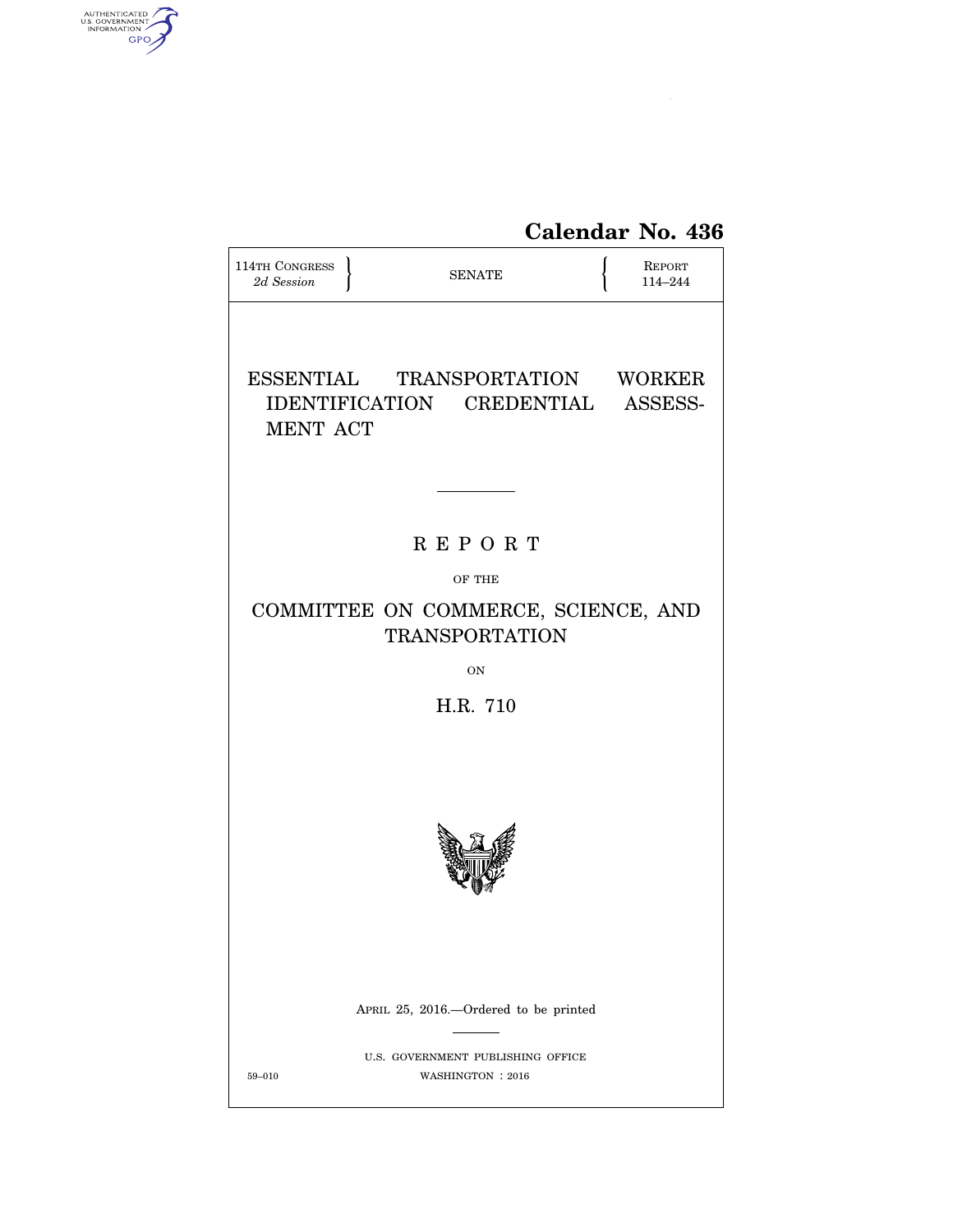**Calendar No. 436**

114TH CONGRESS
*2d Session*

SENATE

REPORT
114–244

# ESSENTIAL TRANSPORTATION WORKER IDENTIFICATION CREDENTIAL ASSESSMENT ACT

## R E P O R T

OF THE

## COMMITTEE ON COMMERCE, SCIENCE, AND TRANSPORTATION

ON

## H.R. 710

APRIL 25, 2016.—Ordered to be printed

U.S. GOVERNMENT PUBLISHING OFFICE

59–010 WASHINGTON : 2016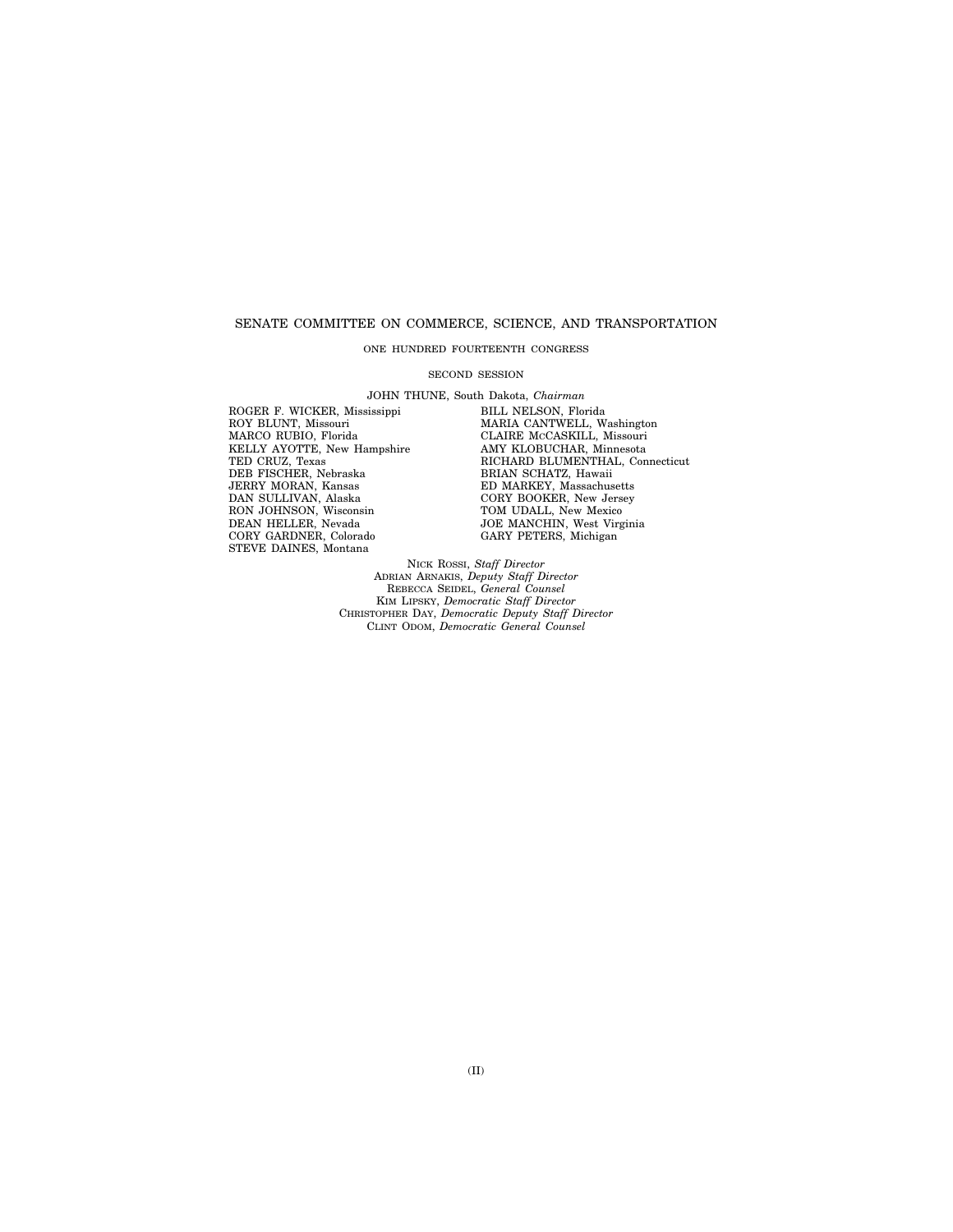# SENATE COMMITTEE ON COMMERCE, SCIENCE, AND TRANSPORTATION

ONE HUNDRED FOURTEENTH CONGRESS

SECOND SESSION

JOHN THUNE, South Dakota, *Chairman*

ROGER F. WICKER, Mississippi
ROY BLUNT, Missouri
MARCO RUBIO, Florida
KELLY AYOTTE, New Hampshire
TED CRUZ, Texas
DEB FISCHER, Nebraska
JERRY MORAN, Kansas
DAN SULLIVAN, Alaska
RON JOHNSON, Wisconsin
DEAN HELLER, Nevada
CORY GARDNER, Colorado
STEVE DAINES, Montana

BILL NELSON, Florida
MARIA CANTWELL, Washington
CLAIRE McCASKILL, Missouri
AMY KLOBUCHAR, Minnesota
RICHARD BLUMENTHAL, Connecticut
BRIAN SCHATZ, Hawaii
ED MARKEY, Massachusetts
CORY BOOKER, New Jersey
TOM UDALL, New Mexico
JOE MANCHIN, West Virginia
GARY PETERS, Michigan

NICK ROSSI, *Staff Director*
ADRIAN ARNAKIS, *Deputy Staff Director*
REBECCA SEIDEL, *General Counsel*
KIM LIPSKY, *Democratic Staff Director*
CHRISTOPHER DAY, *Democratic Deputy Staff Director*
CLINT ODOM, *Democratic General Counsel*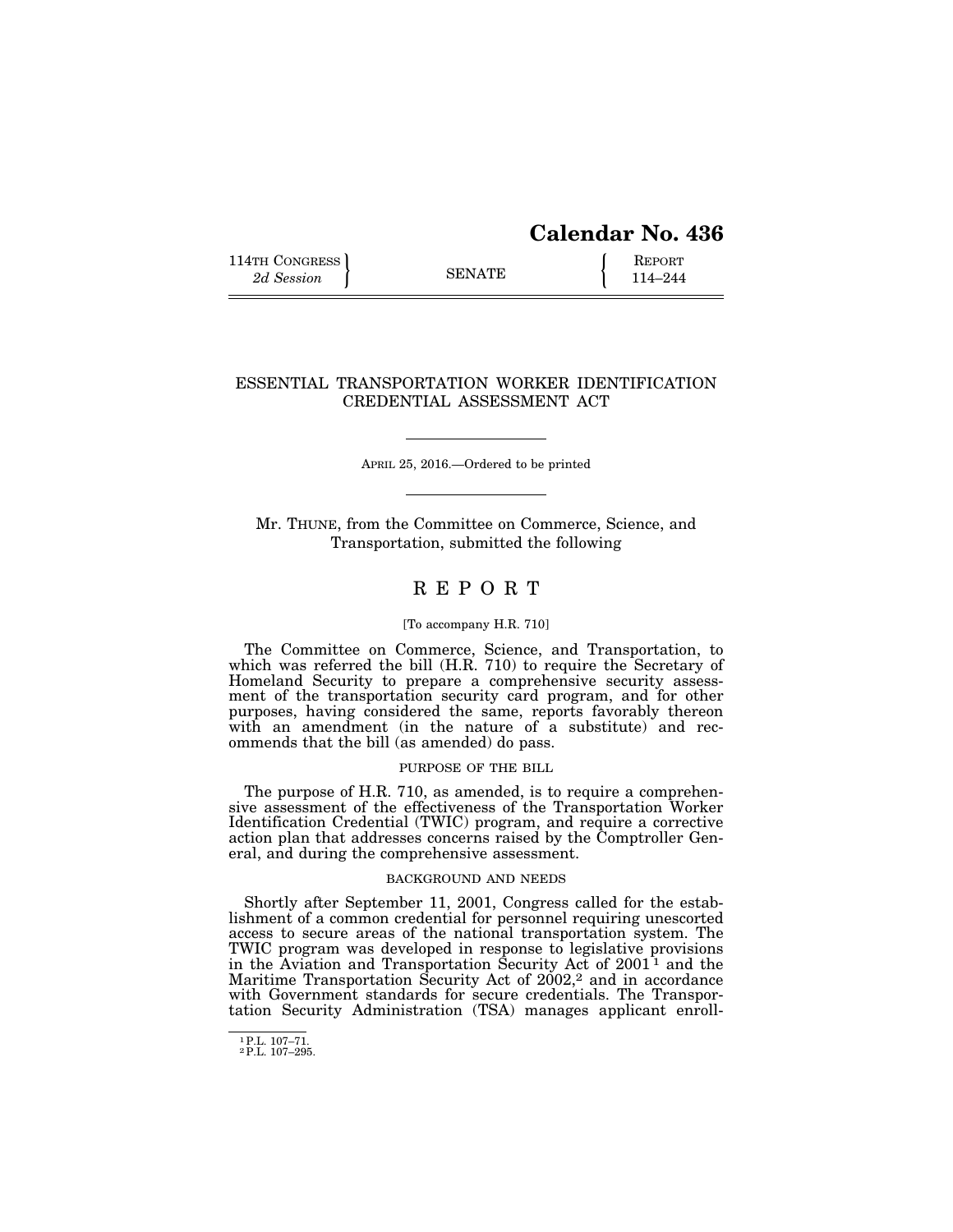# Calendar No. 436

114TH CONGRESS
*2d Session*

SENATE

REPORT
114–244

## ESSENTIAL TRANSPORTATION WORKER IDENTIFICATION CREDENTIAL ASSESSMENT ACT

APRIL 25, 2016.—Ordered to be printed

Mr. THUNE, from the Committee on Commerce, Science, and Transportation, submitted the following

# R E P O R T

[To accompany H.R. 710]

The Committee on Commerce, Science, and Transportation, to which was referred the bill (H.R. 710) to require the Secretary of Homeland Security to prepare a comprehensive security assessment of the transportation security card program, and for other purposes, having considered the same, reports favorably thereon with an amendment (in the nature of a substitute) and recommends that the bill (as amended) do pass.

### PURPOSE OF THE BILL

The purpose of H.R. 710, as amended, is to require a comprehensive assessment of the effectiveness of the Transportation Worker Identification Credential (TWIC) program, and require a corrective action plan that addresses concerns raised by the Comptroller General, and during the comprehensive assessment.

### BACKGROUND AND NEEDS

Shortly after September 11, 2001, Congress called for the establishment of a common credential for personnel requiring unescorted access to secure areas of the national transportation system. The TWIC program was developed in response to legislative provisions in the Aviation and Transportation Security Act of 2001[1] and the Maritime Transportation Security Act of 2002,[2] and in accordance with Government standards for secure credentials. The Transportation Security Administration (TSA) manages applicant enroll-

[1] P.L. 107–71.
[2] P.L. 107–295.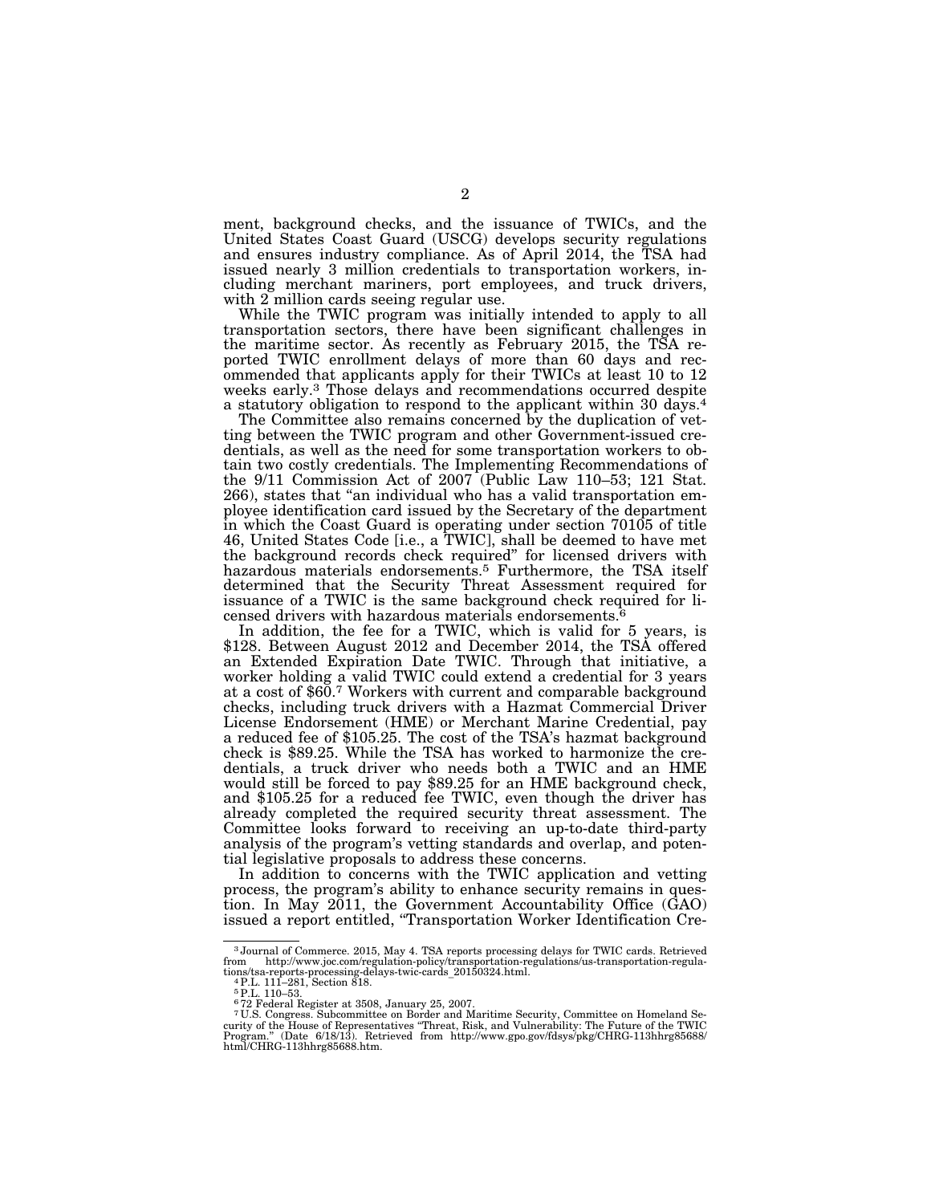ment, background checks, and the issuance of TWICs, and the United States Coast Guard (USCG) develops security regulations and ensures industry compliance. As of April 2014, the TSA had issued nearly 3 million credentials to transportation workers, including merchant mariners, port employees, and truck drivers, with 2 million cards seeing regular use.

While the TWIC program was initially intended to apply to all transportation sectors, there have been significant challenges in the maritime sector. As recently as February 2015, the TSA reported TWIC enrollment delays of more than 60 days and recommended that applicants apply for their TWICs at least 10 to 12 weeks early.[3] Those delays and recommendations occurred despite a statutory obligation to respond to the applicant within 30 days.[4]

The Committee also remains concerned by the duplication of vetting between the TWIC program and other Government-issued credentials, as well as the need for some transportation workers to obtain two costly credentials. The Implementing Recommendations of the 9/11 Commission Act of 2007 (Public Law 110–53; 121 Stat. 266), states that "an individual who has a valid transportation employee identification card issued by the Secretary of the department in which the Coast Guard is operating under section 70105 of title 46, United States Code [i.e., a TWIC], shall be deemed to have met the background records check required" for licensed drivers with hazardous materials endorsements.[5] Furthermore, the TSA itself determined that the Security Threat Assessment required for issuance of a TWIC is the same background check required for licensed drivers with hazardous materials endorsements.[6]

In addition, the fee for a TWIC, which is valid for 5 years, is $128. Between August 2012 and December 2014, the TSA offered an Extended Expiration Date TWIC. Through that initiative, a worker holding a valid TWIC could extend a credential for 3 years at a cost of $60.[7] Workers with current and comparable background checks, including truck drivers with a Hazmat Commercial Driver License Endorsement (HME) or Merchant Marine Credential, pay a reduced fee of $105.25. The cost of the TSA's hazmat background check is $89.25. While the TSA has worked to harmonize the credentials, a truck driver who needs both a TWIC and an HME would still be forced to pay $89.25 for an HME background check, and $105.25 for a reduced fee TWIC, even though the driver has already completed the required security threat assessment. The Committee looks forward to receiving an up-to-date third-party analysis of the program's vetting standards and overlap, and potential legislative proposals to address these concerns.

In addition to concerns with the TWIC application and vetting process, the program's ability to enhance security remains in question. In May 2011, the Government Accountability Office (GAO) issued a report entitled, "Transportation Worker Identification Cre-

---

[3] Journal of Commerce. 2015, May 4. TSA reports processing delays for TWIC cards. Retrieved from http://www.joc.com/regulation-policy/transportation-regulations/us-transportation-regulations/tsa-reports-processing-delays-twic-cards_20150324.html.

[4] P.L. 111–281, Section 818.

[5] P.L. 110–53.

[6] 72 Federal Register at 3508, January 25, 2007.

[7] U.S. Congress. Subcommittee on Border and Maritime Security, Committee on Homeland Security of the House of Representatives "Threat, Risk, and Vulnerability: The Future of the TWIC Program." (Date 6/18/13). Retrieved from http://www.gpo.gov/fdsys/pkg/CHRG-113hhrg85688/html/CHRG-113hhrg85688.htm.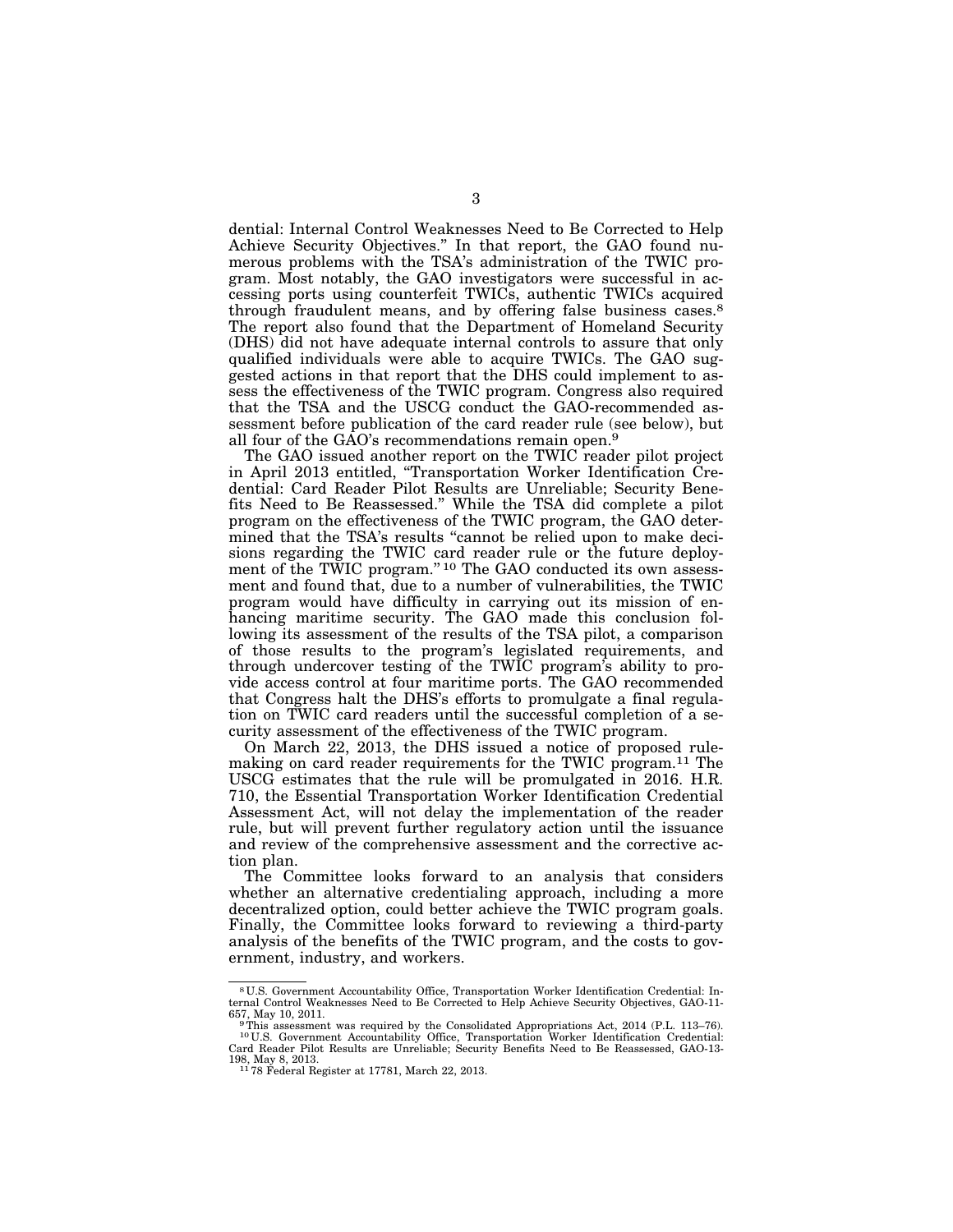dential: Internal Control Weaknesses Need to Be Corrected to Help Achieve Security Objectives." In that report, the GAO found numerous problems with the TSA's administration of the TWIC program. Most notably, the GAO investigators were successful in accessing ports using counterfeit TWICs, authentic TWICs acquired through fraudulent means, and by offering false business cases.[8] The report also found that the Department of Homeland Security (DHS) did not have adequate internal controls to assure that only qualified individuals were able to acquire TWICs. The GAO suggested actions in that report that the DHS could implement to assess the effectiveness of the TWIC program. Congress also required that the TSA and the USCG conduct the GAO-recommended assessment before publication of the card reader rule (see below), but all four of the GAO's recommendations remain open.[9]

The GAO issued another report on the TWIC reader pilot project in April 2013 entitled, "Transportation Worker Identification Credential: Card Reader Pilot Results are Unreliable; Security Benefits Need to Be Reassessed." While the TSA did complete a pilot program on the effectiveness of the TWIC program, the GAO determined that the TSA's results "cannot be relied upon to make decisions regarding the TWIC card reader rule or the future deployment of the TWIC program."[10] The GAO conducted its own assessment and found that, due to a number of vulnerabilities, the TWIC program would have difficulty in carrying out its mission of enhancing maritime security. The GAO made this conclusion following its assessment of the results of the TSA pilot, a comparison of those results to the program's legislated requirements, and through undercover testing of the TWIC program's ability to provide access control at four maritime ports. The GAO recommended that Congress halt the DHS's efforts to promulgate a final regulation on TWIC card readers until the successful completion of a security assessment of the effectiveness of the TWIC program.

On March 22, 2013, the DHS issued a notice of proposed rulemaking on card reader requirements for the TWIC program.[11] The USCG estimates that the rule will be promulgated in 2016. H.R. 710, the Essential Transportation Worker Identification Credential Assessment Act, will not delay the implementation of the reader rule, but will prevent further regulatory action until the issuance and review of the comprehensive assessment and the corrective action plan.

The Committee looks forward to an analysis that considers whether an alternative credentialing approach, including a more decentralized option, could better achieve the TWIC program goals. Finally, the Committee looks forward to reviewing a third-party analysis of the benefits of the TWIC program, and the costs to government, industry, and workers.

---

[8] U.S. Government Accountability Office, Transportation Worker Identification Credential: Internal Control Weaknesses Need to Be Corrected to Help Achieve Security Objectives, GAO-11-657, May 10, 2011.

[9] This assessment was required by the Consolidated Appropriations Act, 2014 (P.L. 113–76).

[10] U.S. Government Accountability Office, Transportation Worker Identification Credential: Card Reader Pilot Results are Unreliable; Security Benefits Need to Be Reassessed, GAO-13-198, May 8, 2013.

[11] 78 Federal Register at 17781, March 22, 2013.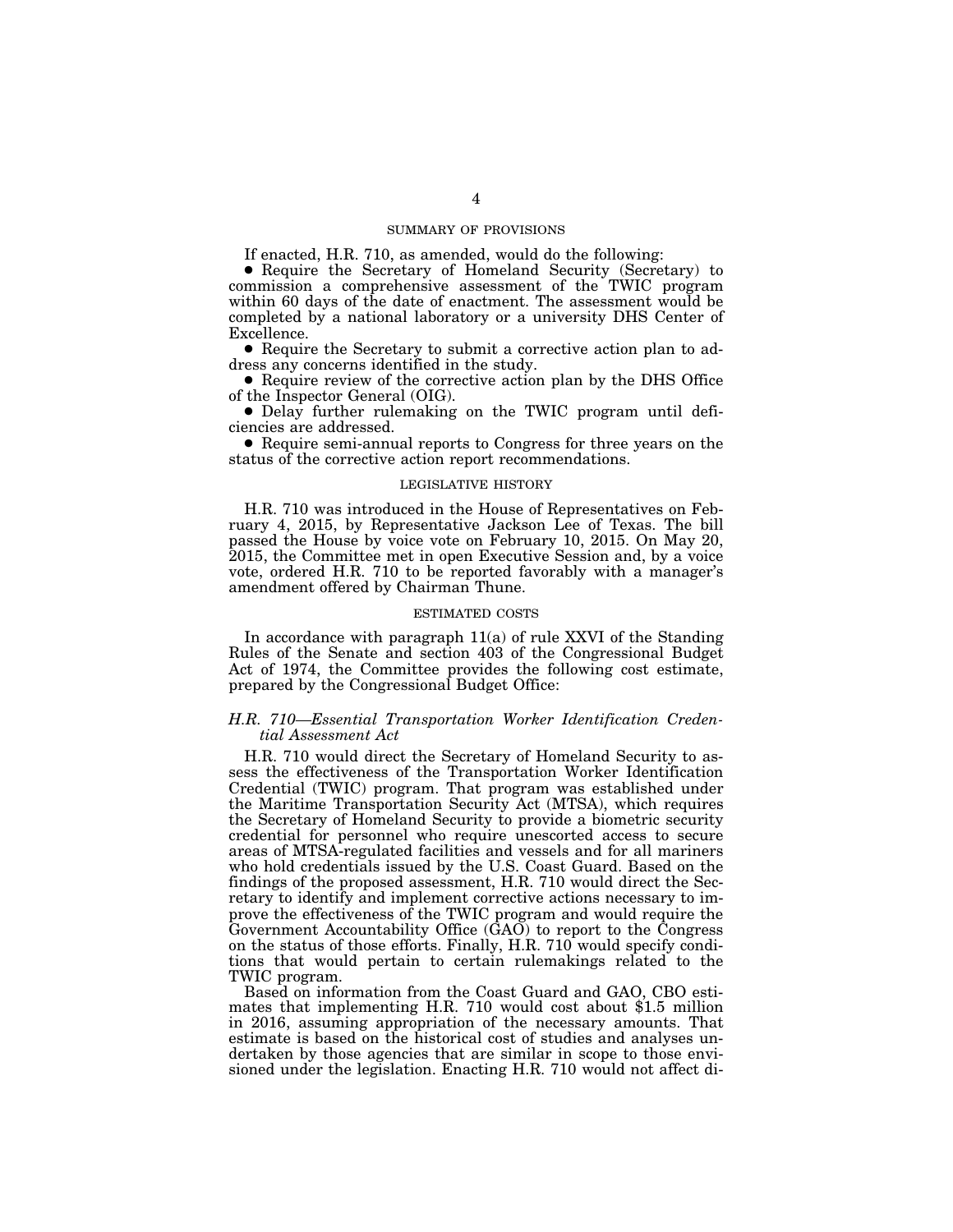## SUMMARY OF PROVISIONS

If enacted, H.R. 710, as amended, would do the following:

- Require the Secretary of Homeland Security (Secretary) to commission a comprehensive assessment of the TWIC program within 60 days of the date of enactment. The assessment would be completed by a national laboratory or a university DHS Center of Excellence.
- Require the Secretary to submit a corrective action plan to address any concerns identified in the study.
- Require review of the corrective action plan by the DHS Office of the Inspector General (OIG).
- Delay further rulemaking on the TWIC program until deficiencies are addressed.
- Require semi-annual reports to Congress for three years on the status of the corrective action report recommendations.

## LEGISLATIVE HISTORY

H.R. 710 was introduced in the House of Representatives on February 4, 2015, by Representative Jackson Lee of Texas. The bill passed the House by voice vote on February 10, 2015. On May 20, 2015, the Committee met in open Executive Session and, by a voice vote, ordered H.R. 710 to be reported favorably with a manager's amendment offered by Chairman Thune.

## ESTIMATED COSTS

In accordance with paragraph 11(a) of rule XXVI of the Standing Rules of the Senate and section 403 of the Congressional Budget Act of 1974, the Committee provides the following cost estimate, prepared by the Congressional Budget Office:

### *H.R. 710—Essential Transportation Worker Identification Credential Assessment Act*

H.R. 710 would direct the Secretary of Homeland Security to assess the effectiveness of the Transportation Worker Identification Credential (TWIC) program. That program was established under the Maritime Transportation Security Act (MTSA), which requires the Secretary of Homeland Security to provide a biometric security credential for personnel who require unescorted access to secure areas of MTSA-regulated facilities and vessels and for all mariners who hold credentials issued by the U.S. Coast Guard. Based on the findings of the proposed assessment, H.R. 710 would direct the Secretary to identify and implement corrective actions necessary to improve the effectiveness of the TWIC program and would require the Government Accountability Office (GAO) to report to the Congress on the status of those efforts. Finally, H.R. 710 would specify conditions that would pertain to certain rulemakings related to the TWIC program.

Based on information from the Coast Guard and GAO, CBO estimates that implementing H.R. 710 would cost about $1.5 million in 2016, assuming appropriation of the necessary amounts. That estimate is based on the historical cost of studies and analyses undertaken by those agencies that are similar in scope to those envisioned under the legislation. Enacting H.R. 710 would not affect di-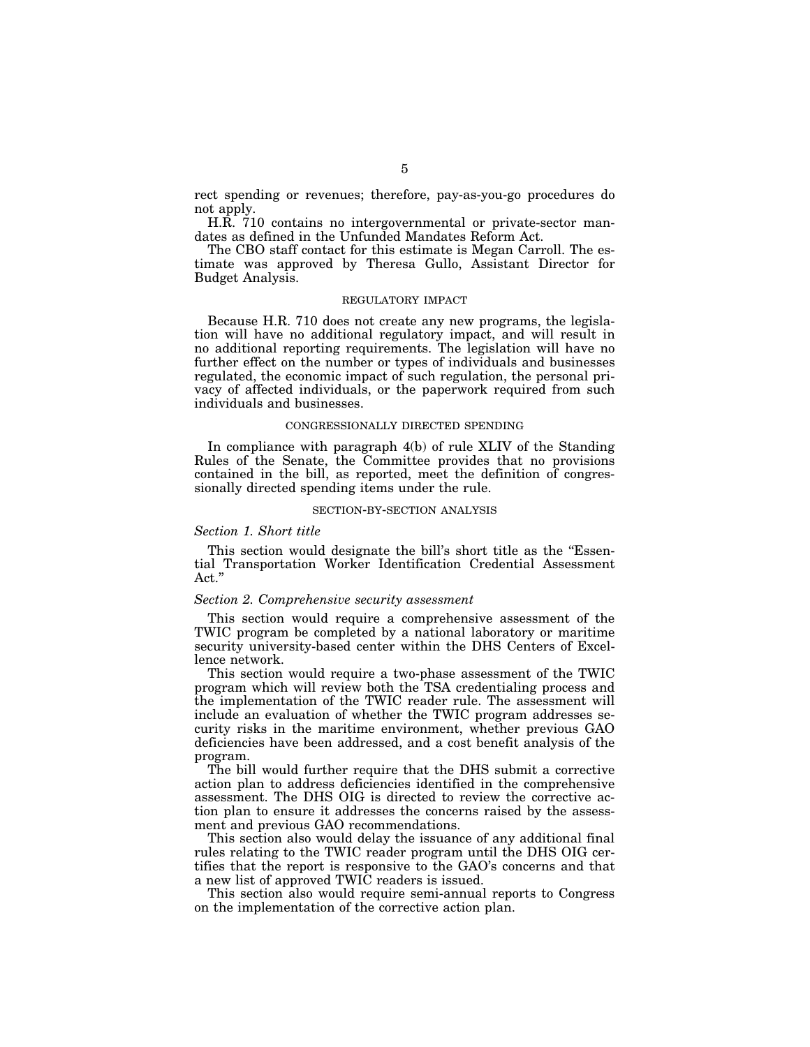rect spending or revenues; therefore, pay-as-you-go procedures do not apply.

H.R. 710 contains no intergovernmental or private-sector mandates as defined in the Unfunded Mandates Reform Act.

The CBO staff contact for this estimate is Megan Carroll. The estimate was approved by Theresa Gullo, Assistant Director for Budget Analysis.

## REGULATORY IMPACT

Because H.R. 710 does not create any new programs, the legislation will have no additional regulatory impact, and will result in no additional reporting requirements. The legislation will have no further effect on the number or types of individuals and businesses regulated, the economic impact of such regulation, the personal privacy of affected individuals, or the paperwork required from such individuals and businesses.

## CONGRESSIONALLY DIRECTED SPENDING

In compliance with paragraph 4(b) of rule XLIV of the Standing Rules of the Senate, the Committee provides that no provisions contained in the bill, as reported, meet the definition of congressionally directed spending items under the rule.

## SECTION-BY-SECTION ANALYSIS

### *Section 1. Short title*

This section would designate the bill's short title as the "Essential Transportation Worker Identification Credential Assessment Act."

### *Section 2. Comprehensive security assessment*

This section would require a comprehensive assessment of the TWIC program be completed by a national laboratory or maritime security university-based center within the DHS Centers of Excellence network.

This section would require a two-phase assessment of the TWIC program which will review both the TSA credentialing process and the implementation of the TWIC reader rule. The assessment will include an evaluation of whether the TWIC program addresses security risks in the maritime environment, whether previous GAO deficiencies have been addressed, and a cost benefit analysis of the program.

The bill would further require that the DHS submit a corrective action plan to address deficiencies identified in the comprehensive assessment. The DHS OIG is directed to review the corrective action plan to ensure it addresses the concerns raised by the assessment and previous GAO recommendations.

This section also would delay the issuance of any additional final rules relating to the TWIC reader program until the DHS OIG certifies that the report is responsive to the GAO's concerns and that a new list of approved TWIC readers is issued.

This section also would require semi-annual reports to Congress on the implementation of the corrective action plan.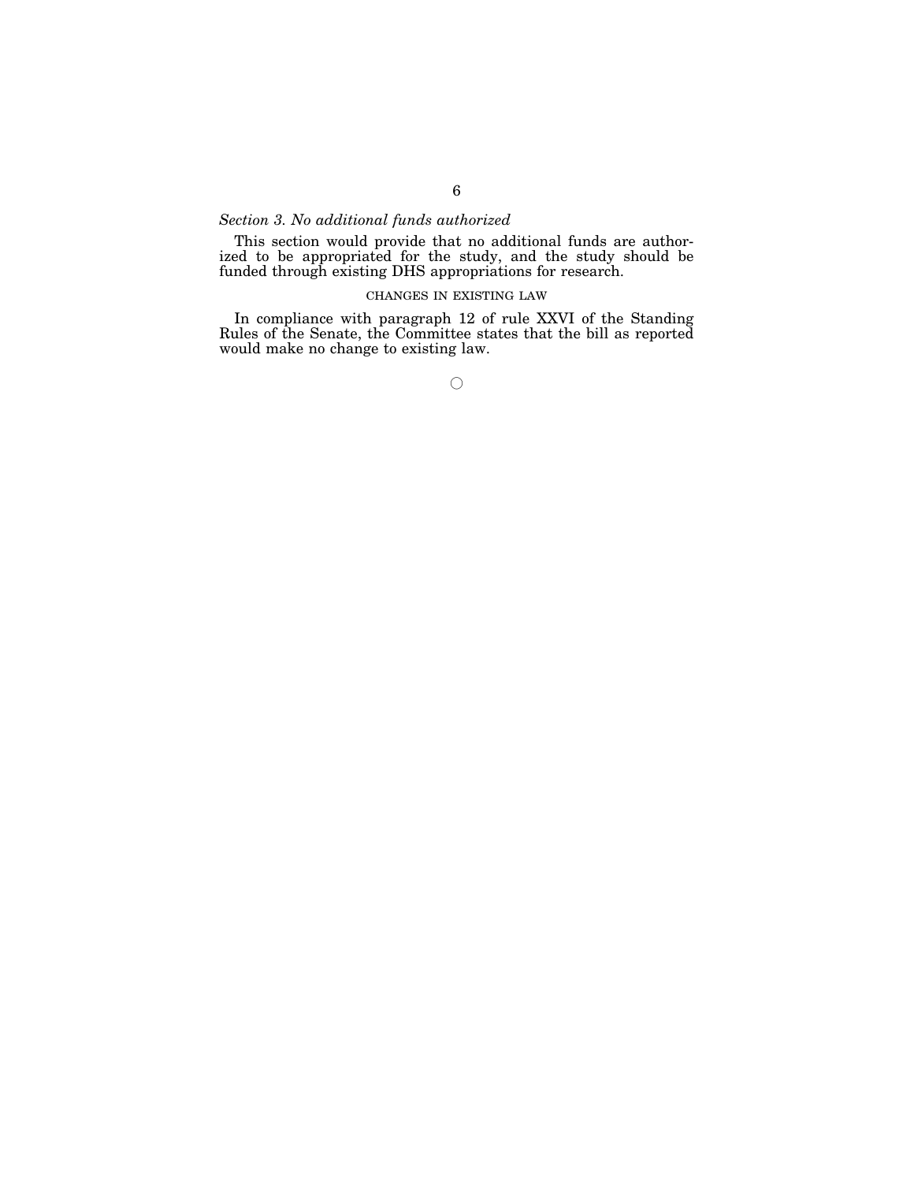*Section 3. No additional funds authorized*

This section would provide that no additional funds are authorized to be appropriated for the study, and the study should be funded through existing DHS appropriations for research.

CHANGES IN EXISTING LAW

In compliance with paragraph 12 of rule XXVI of the Standing Rules of the Senate, the Committee states that the bill as reported would make no change to existing law.

○